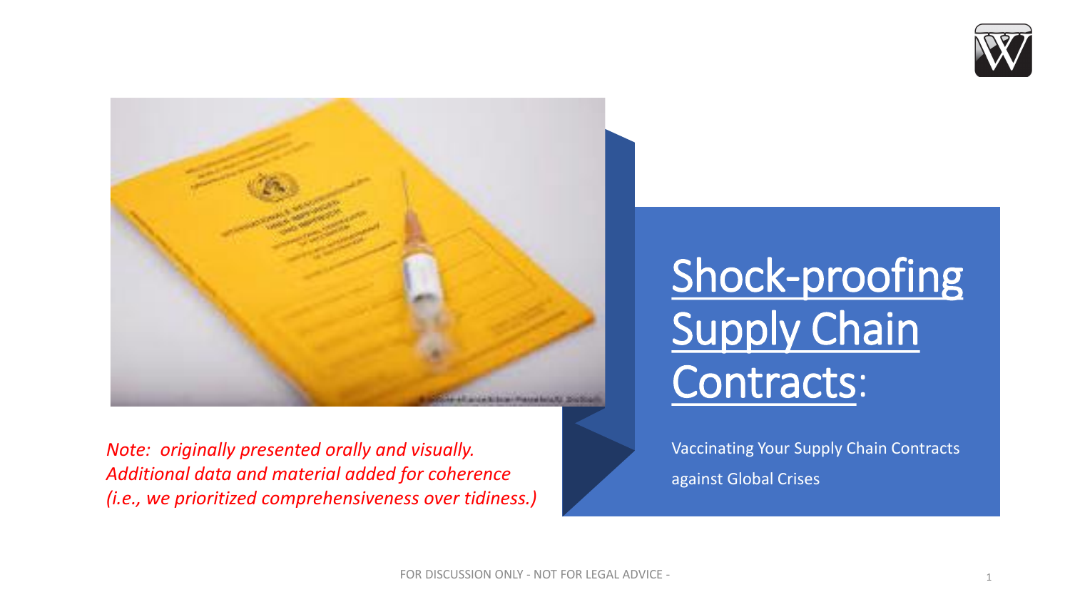# Shock-proofing Supply Chain Contracts:

Vaccinating Your Supply Chain Contracts against Global Crises

*Note: originally presented orally and visually. Additional data and material added for coherence (i.e., we prioritized comprehensiveness over tidiness.)*

FOR DISCUSSION ONLY - NOT FOR LEGAL ADVICE -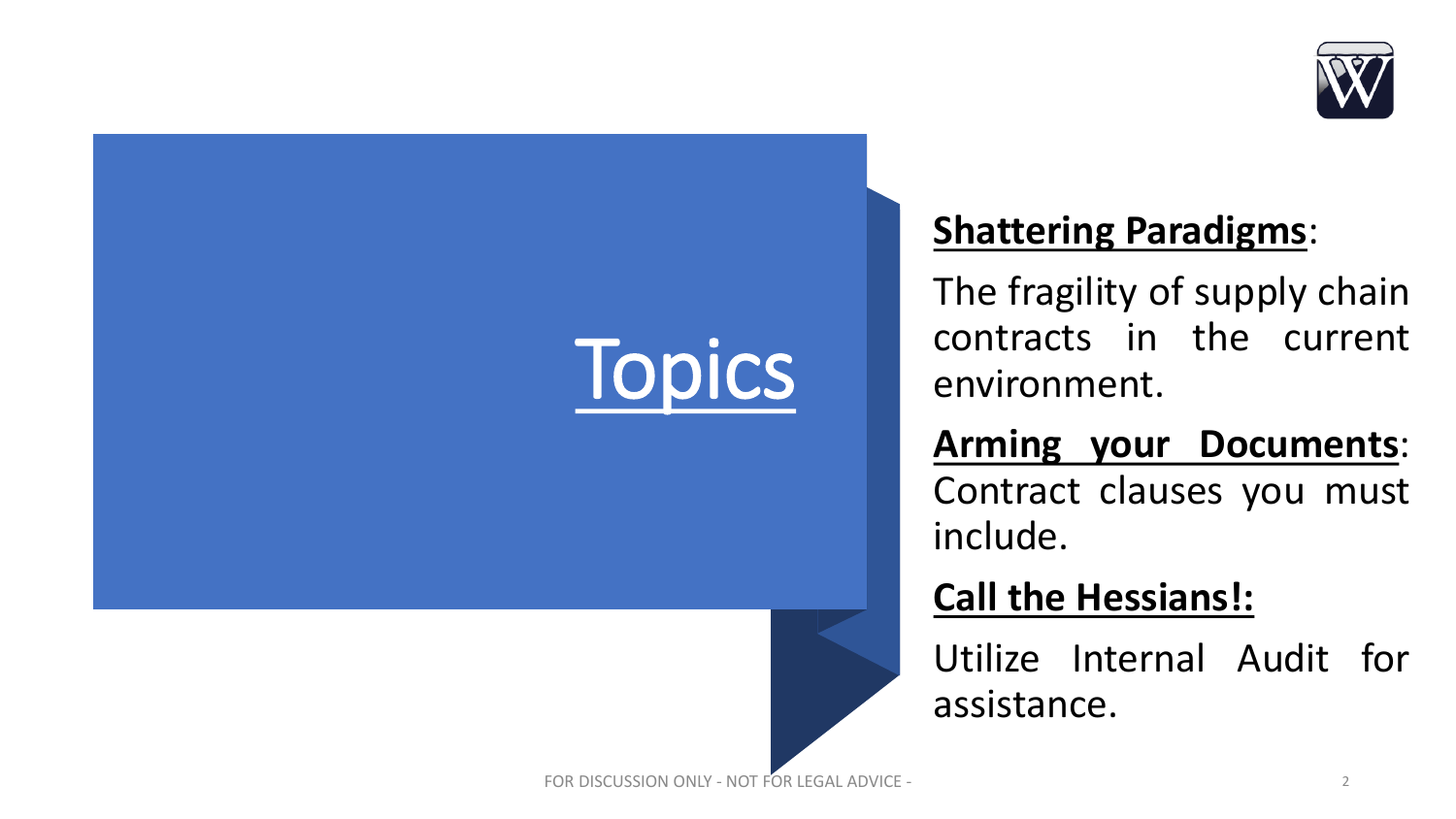# Topics

**Shattering Paradigms**:

The fragility of supply chain contracts in the current environment.

**Arming your Documents**:
Contract clauses you must include.

**Call the Hessians!:**

Utilize Internal Audit for assistance.

FOR DISCUSSION ONLY - NOT FOR LEGAL ADVICE -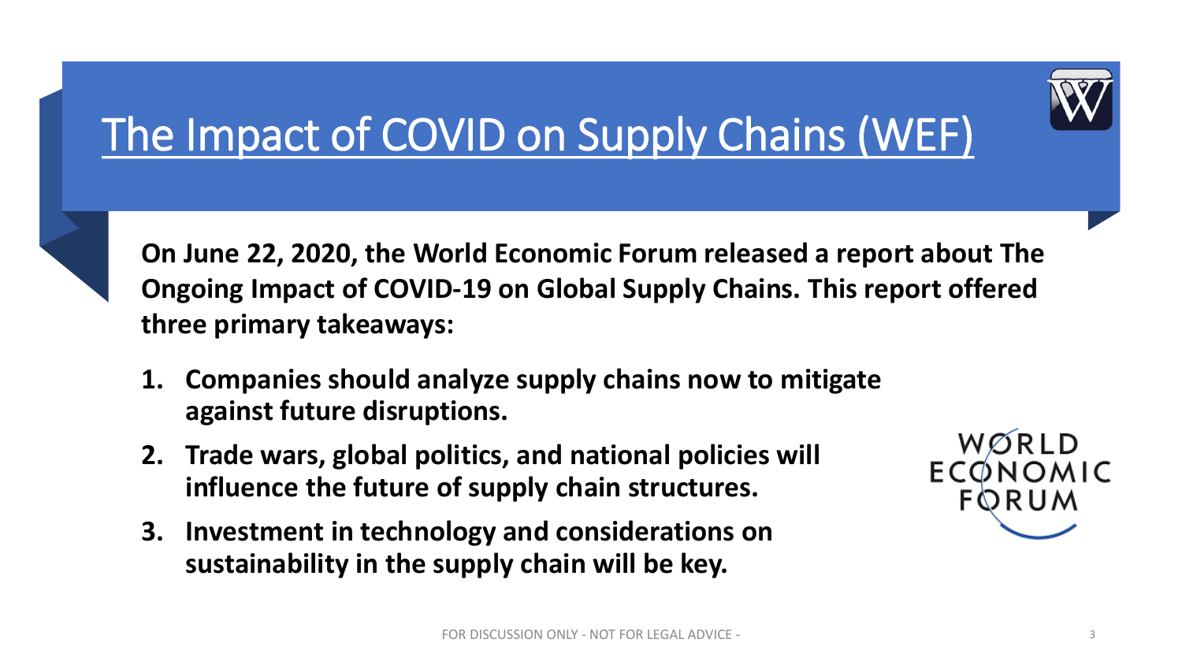# The Impact of COVID on Supply Chains (WEF)

**On June 22, 2020, the World Economic Forum released a report about The Ongoing Impact of COVID-19 on Global Supply Chains. This report offered three primary takeaways:**

1. **Companies should analyze supply chains now to mitigate against future disruptions.**
2. **Trade wars, global politics, and national policies will influence the future of supply chain structures.**
3. **Investment in technology and considerations on sustainability in the supply chain will be key.**

FOR DISCUSSION ONLY - NOT FOR LEGAL ADVICE -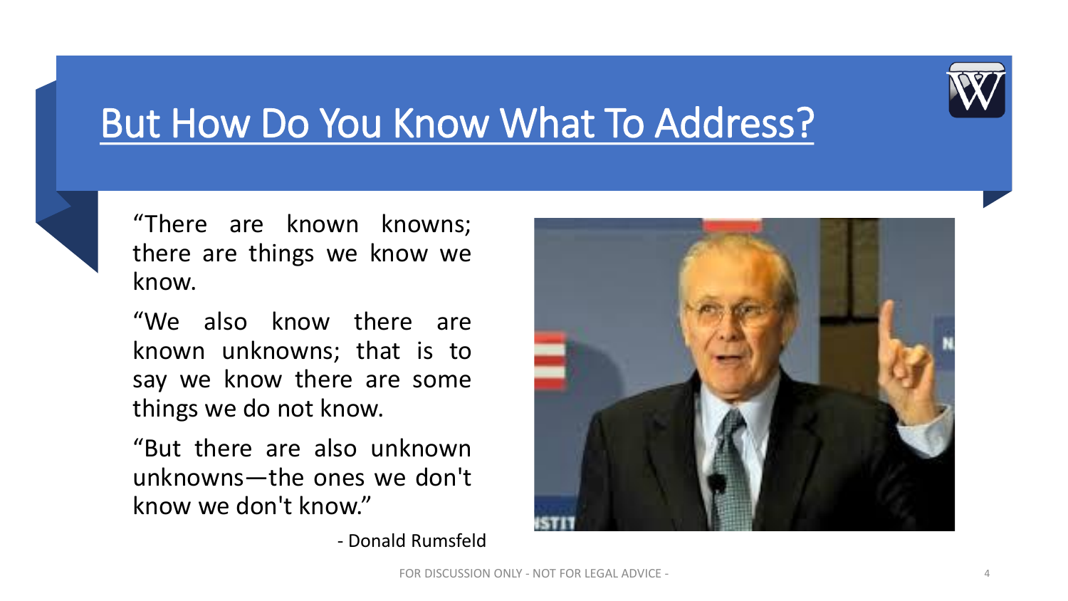# But How Do You Know What To Address?

"There are known knowns; there are things we know we know.

"We also know there are known unknowns; that is to say we know there are some things we do not know.

"But there are also unknown unknowns—the ones we don't know we don't know."

- Donald Rumsfeld

FOR DISCUSSION ONLY - NOT FOR LEGAL ADVICE -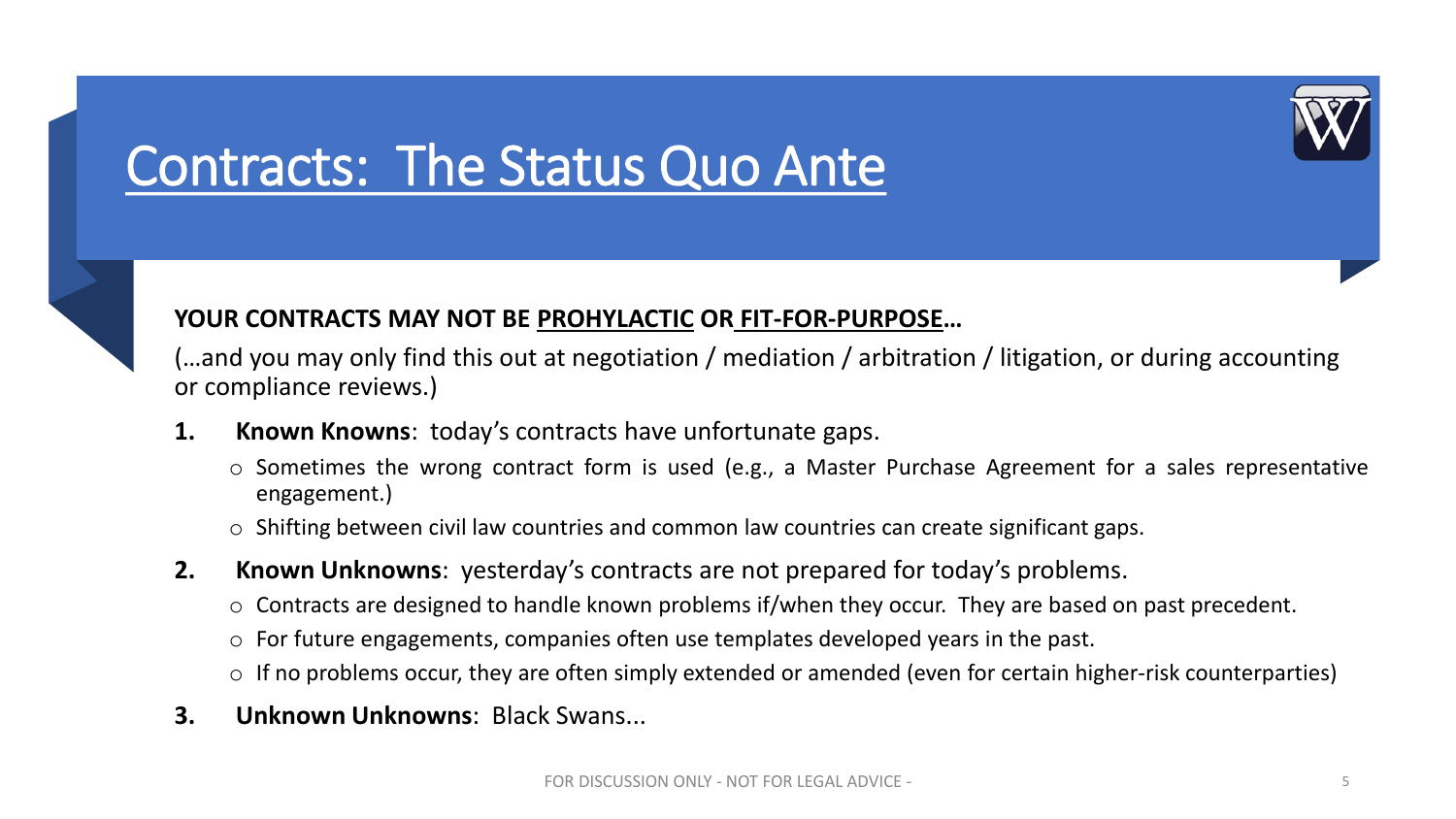# Contracts: The Status Quo Ante

**YOUR CONTRACTS MAY NOT BE PROHYLACTIC OR FIT-FOR-PURPOSE…**

(…and you may only find this out at negotiation / mediation / arbitration / litigation, or during accounting or compliance reviews.)

1. **Known Knowns**: today's contracts have unfortunate gaps.
   - Sometimes the wrong contract form is used (e.g., a Master Purchase Agreement for a sales representative engagement.)
   - Shifting between civil law countries and common law countries can create significant gaps.
2. **Known Unknowns**: yesterday's contracts are not prepared for today's problems.
   - Contracts are designed to handle known problems if/when they occur. They are based on past precedent.
   - For future engagements, companies often use templates developed years in the past.
   - If no problems occur, they are often simply extended or amended (even for certain higher-risk counterparties)
3. **Unknown Unknowns**: Black Swans...

FOR DISCUSSION ONLY - NOT FOR LEGAL ADVICE -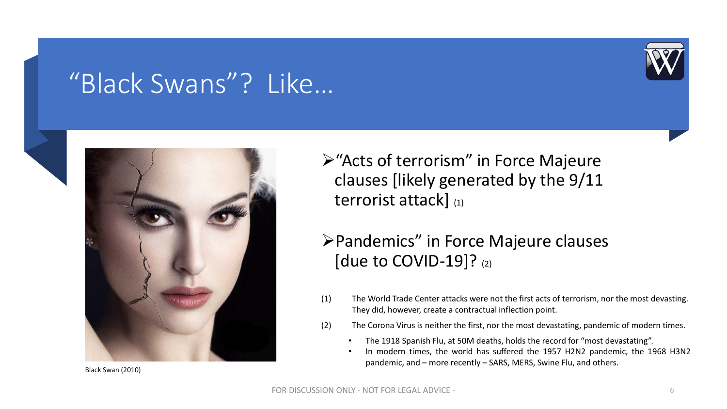# "Black Swans"? Like…

Black Swan (2010)

- "Acts of terrorism" in Force Majeure clauses [likely generated by the 9/11 terrorist attack] (1)
- Pandemics" in Force Majeure clauses [due to COVID-19]? (2)

(1) The World Trade Center attacks were not the first acts of terrorism, nor the most devasting. They did, however, create a contractual inflection point.

(2) The Corona Virus is neither the first, nor the most devastating, pandemic of modern times.

- The 1918 Spanish Flu, at 50M deaths, holds the record for "most devastating".
- In modern times, the world has suffered the 1957 H2N2 pandemic, the 1968 H3N2 pandemic, and – more recently – SARS, MERS, Swine Flu, and others.

FOR DISCUSSION ONLY - NOT FOR LEGAL ADVICE -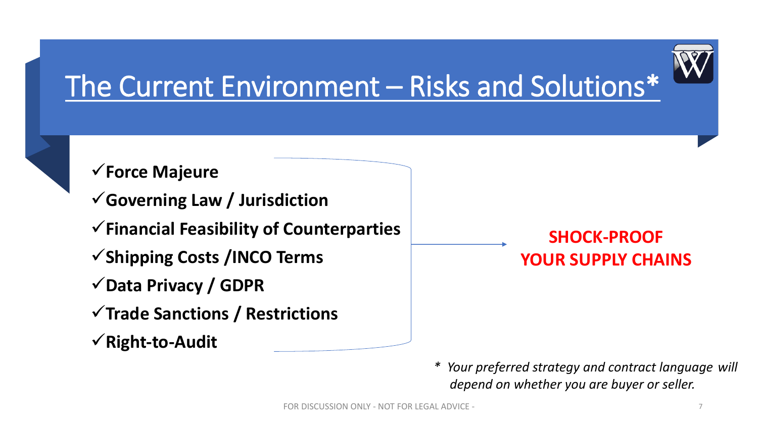# The Current Environment – Risks and Solutions*

- ✓**Force Majeure**
- ✓**Governing Law / Jurisdiction**
- ✓**Financial Feasibility of Counterparties**
- ✓**Shipping Costs /INCO Terms**
- ✓**Data Privacy / GDPR**
- ✓**Trade Sanctions / Restrictions**
- ✓**Right-to-Audit**

→ **SHOCK-PROOF YOUR SUPPLY CHAINS**

*\* Your preferred strategy and contract language will depend on whether you are buyer or seller.*

FOR DISCUSSION ONLY - NOT FOR LEGAL ADVICE -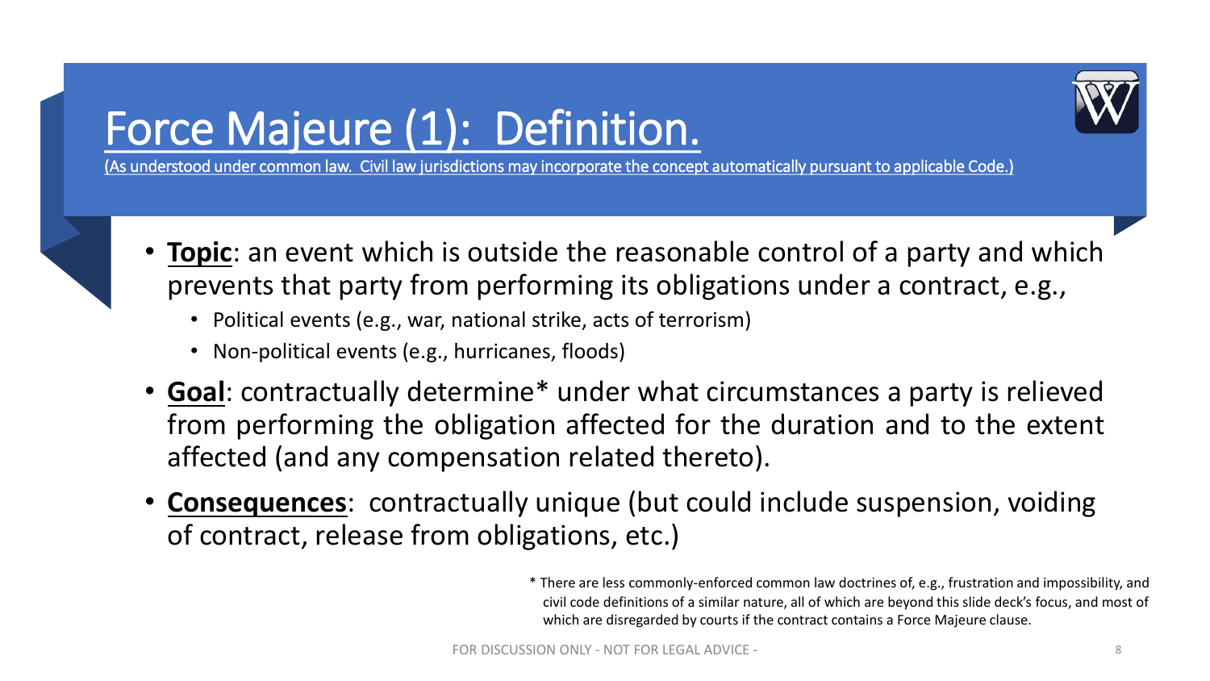# Force Majeure (1): Definition.

(As understood under common law. Civil law jurisdictions may incorporate the concept automatically pursuant to applicable Code.)

- **Topic**: an event which is outside the reasonable control of a party and which prevents that party from performing its obligations under a contract, e.g.,
  - Political events (e.g., war, national strike, acts of terrorism)
  - Non-political events (e.g., hurricanes, floods)
- **Goal**: contractually determine* under what circumstances a party is relieved from performing the obligation affected for the duration and to the extent affected (and any compensation related thereto).
- **Consequences**: contractually unique (but could include suspension, voiding of contract, release from obligations, etc.)

* There are less commonly-enforced common law doctrines of, e.g., frustration and impossibility, and civil code definitions of a similar nature, all of which are beyond this slide deck's focus, and most of which are disregarded by courts if the contract contains a Force Majeure clause.

FOR DISCUSSION ONLY - NOT FOR LEGAL ADVICE -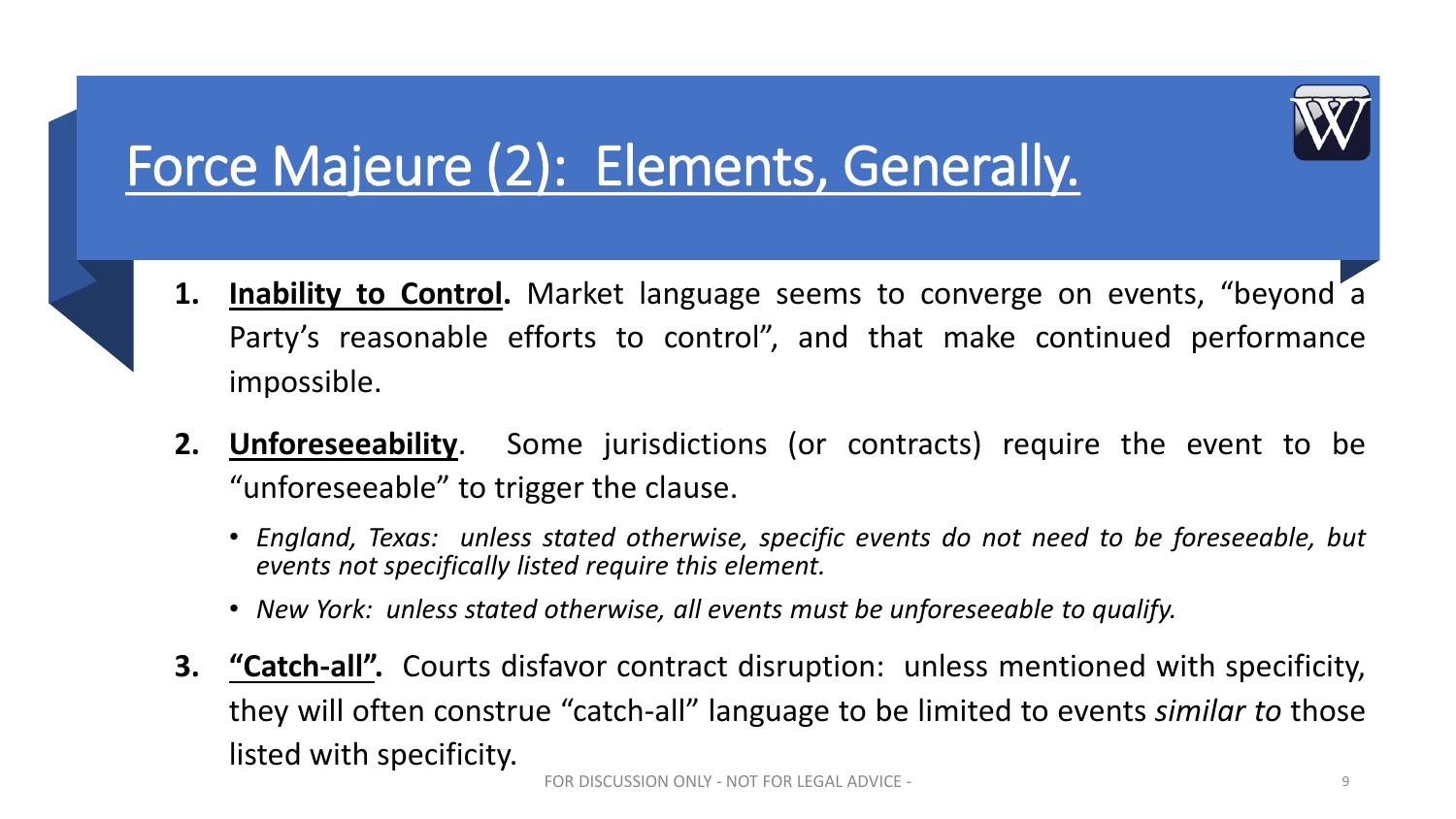# Force Majeure (2): Elements, Generally.

1. **Inability to Control.** Market language seems to converge on events, "beyond a Party's reasonable efforts to control", and that make continued performance impossible.

2. **Unforeseeability**. Some jurisdictions (or contracts) require the event to be "unforeseeable" to trigger the clause.
   - *England, Texas: unless stated otherwise, specific events do not need to be foreseeable, but events not specifically listed require this element.*
   - *New York: unless stated otherwise, all events must be unforeseeable to qualify.*

3. **"Catch-all".** Courts disfavor contract disruption: unless mentioned with specificity, they will often construe "catch-all" language to be limited to events *similar to* those listed with specificity.

FOR DISCUSSION ONLY - NOT FOR LEGAL ADVICE -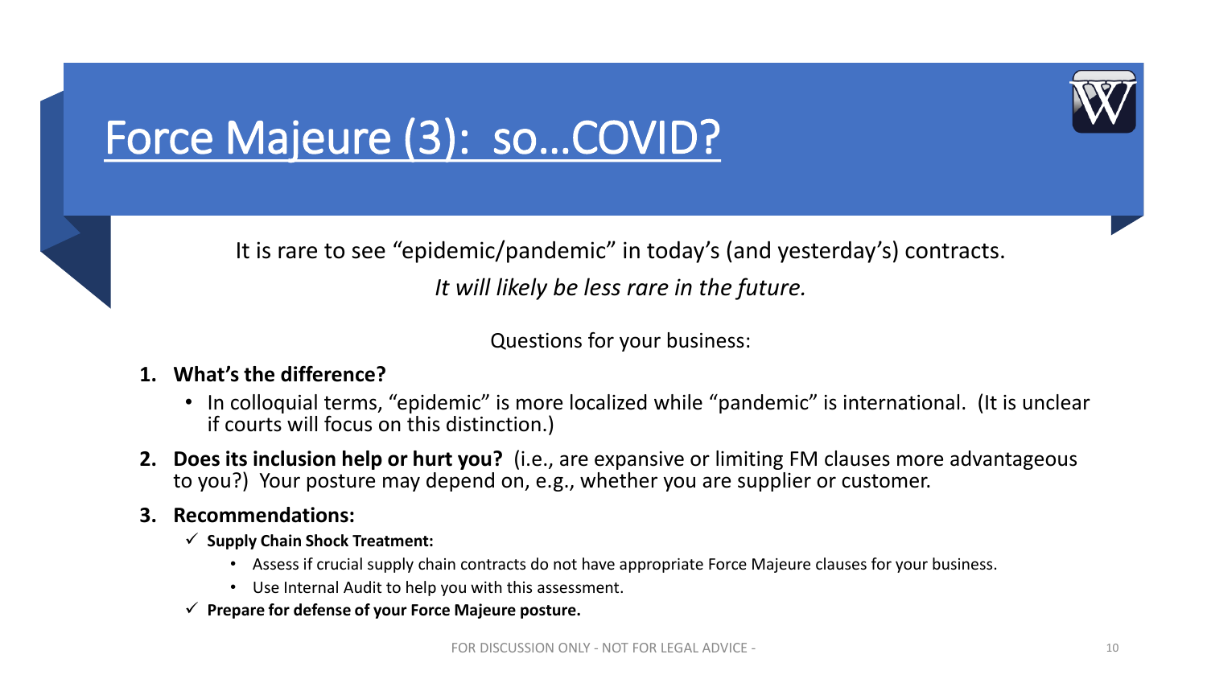# Force Majeure (3): so…COVID?

It is rare to see "epidemic/pandemic" in today's (and yesterday's) contracts.

*It will likely be less rare in the future.*

Questions for your business:

1. **What's the difference?**
   - In colloquial terms, "epidemic" is more localized while "pandemic" is international. (It is unclear if courts will focus on this distinction.)
2. **Does its inclusion help or hurt you?** (i.e., are expansive or limiting FM clauses more advantageous to you?) Your posture may depend on, e.g., whether you are supplier or customer.
3. **Recommendations:**
   - ✓ **Supply Chain Shock Treatment:**
     - Assess if crucial supply chain contracts do not have appropriate Force Majeure clauses for your business.
     - Use Internal Audit to help you with this assessment.
   - ✓ **Prepare for defense of your Force Majeure posture.**

FOR DISCUSSION ONLY - NOT FOR LEGAL ADVICE -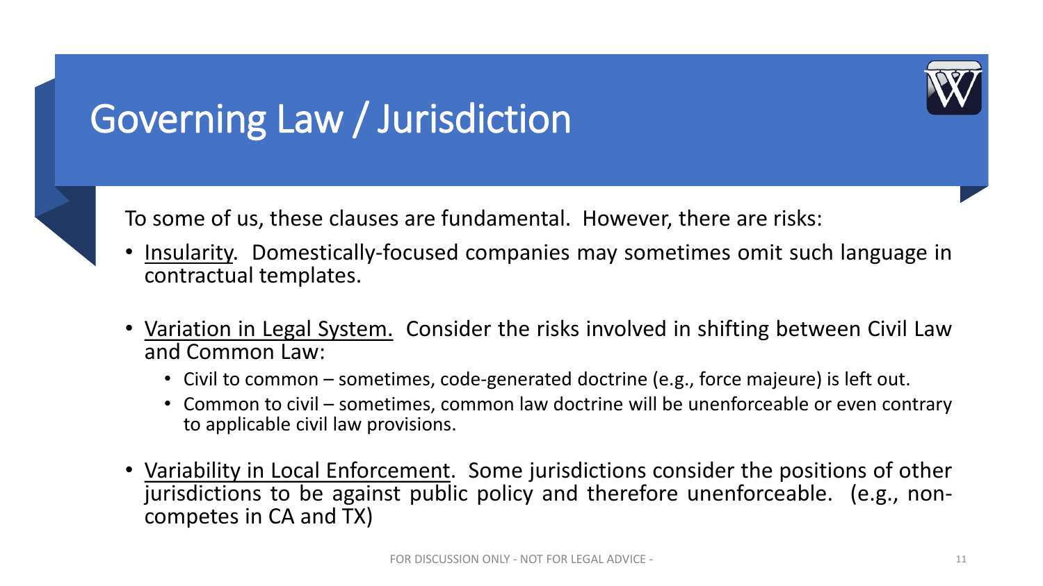# Governing Law / Jurisdiction

To some of us, these clauses are fundamental. However, there are risks:

- Insularity. Domestically-focused companies may sometimes omit such language in contractual templates.
- Variation in Legal System. Consider the risks involved in shifting between Civil Law and Common Law:
  - Civil to common – sometimes, code-generated doctrine (e.g., force majeure) is left out.
  - Common to civil – sometimes, common law doctrine will be unenforceable or even contrary to applicable civil law provisions.
- Variability in Local Enforcement. Some jurisdictions consider the positions of other jurisdictions to be against public policy and therefore unenforceable. (e.g., non-competes in CA and TX)

FOR DISCUSSION ONLY - NOT FOR LEGAL ADVICE -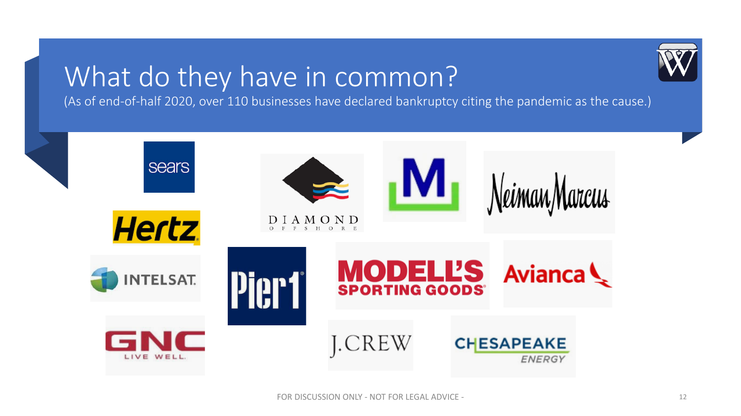# What do they have in common?

(As of end-of-half 2020, over 110 businesses have declared bankruptcy citing the pandemic as the cause.)

sears

Hertz

DIAMOND OFFSHORE

M

Neiman Marcus

INTELSAT.

Pier 1

MODELL'S SPORTING GOODS

Avianca

GNC LIVE WELL.

J.CREW

CHESAPEAKE ENERGY

FOR DISCUSSION ONLY - NOT FOR LEGAL ADVICE -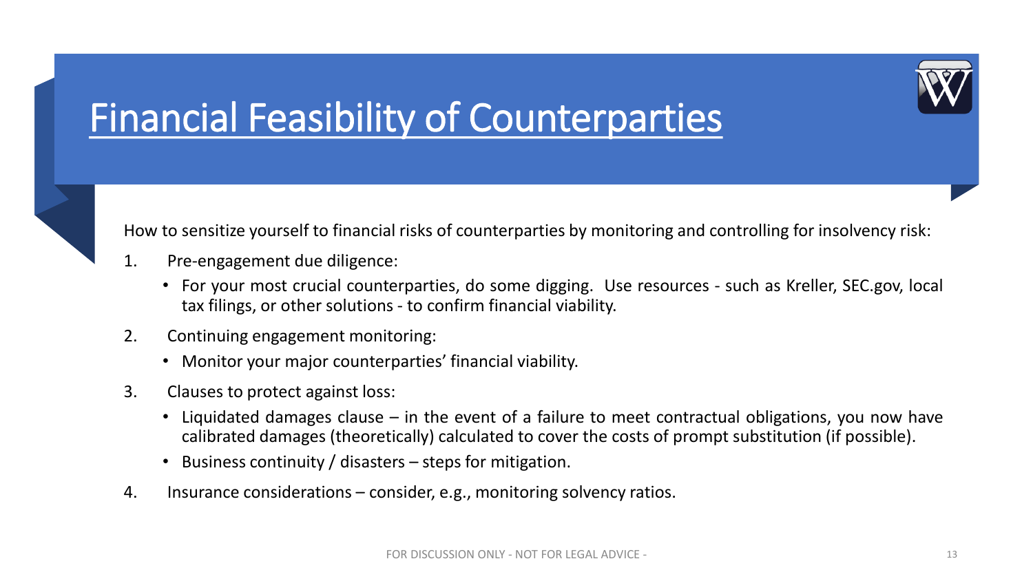# Financial Feasibility of Counterparties

How to sensitize yourself to financial risks of counterparties by monitoring and controlling for insolvency risk:

1. Pre-engagement due diligence:
   - For your most crucial counterparties, do some digging. Use resources - such as Kreller, SEC.gov, local tax filings, or other solutions - to confirm financial viability.
2. Continuing engagement monitoring:
   - Monitor your major counterparties' financial viability.
3. Clauses to protect against loss:
   - Liquidated damages clause – in the event of a failure to meet contractual obligations, you now have calibrated damages (theoretically) calculated to cover the costs of prompt substitution (if possible).
   - Business continuity / disasters – steps for mitigation.
4. Insurance considerations – consider, e.g., monitoring solvency ratios.

FOR DISCUSSION ONLY - NOT FOR LEGAL ADVICE -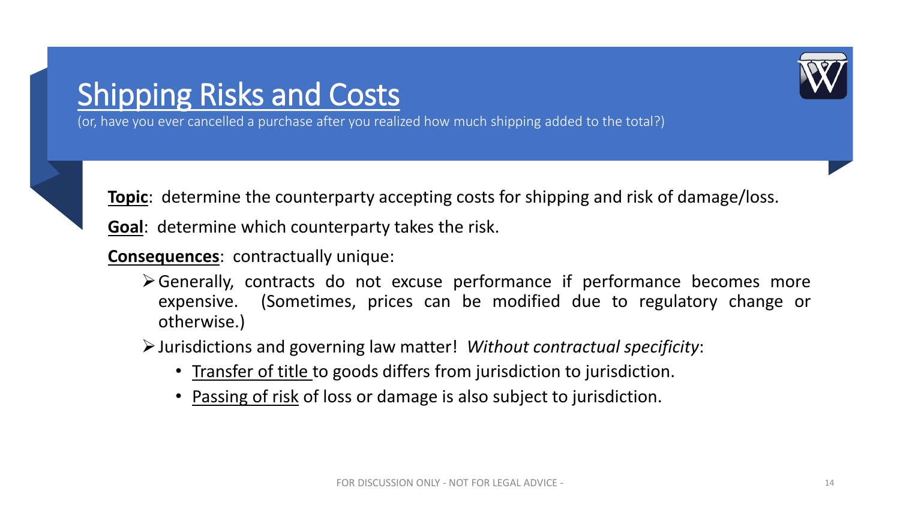# Shipping Risks and Costs

(or, have you ever cancelled a purchase after you realized how much shipping added to the total?)

**Topic**: determine the counterparty accepting costs for shipping and risk of damage/loss.

**Goal**: determine which counterparty takes the risk.

**Consequences**: contractually unique:

- Generally, contracts do not excuse performance if performance becomes more expensive. (Sometimes, prices can be modified due to regulatory change or otherwise.)
- Jurisdictions and governing law matter! *Without contractual specificity*:
  - Transfer of title to goods differs from jurisdiction to jurisdiction.
  - Passing of risk of loss or damage is also subject to jurisdiction.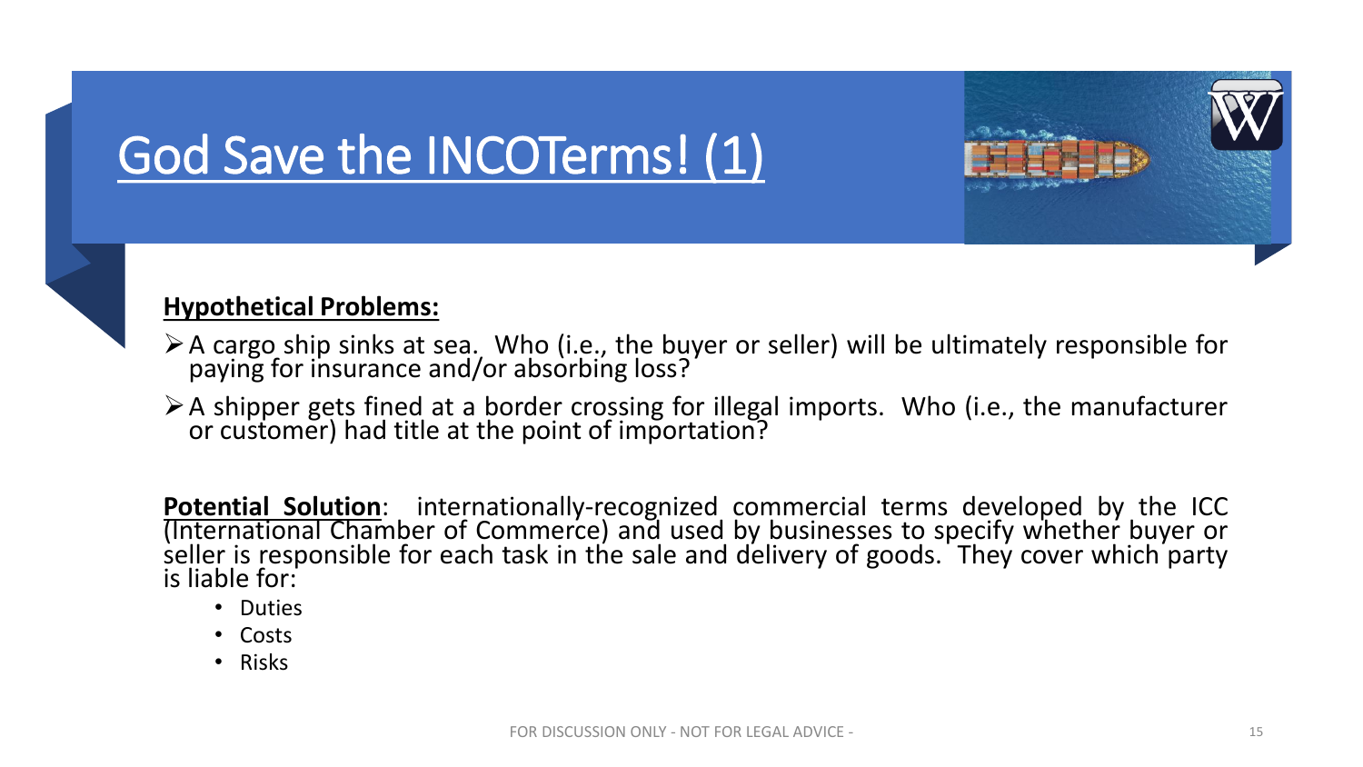# God Save the INCOTerms! (1)

**Hypothetical Problems:**

- A cargo ship sinks at sea. Who (i.e., the buyer or seller) will be ultimately responsible for paying for insurance and/or absorbing loss?
- A shipper gets fined at a border crossing for illegal imports. Who (i.e., the manufacturer or customer) had title at the point of importation?

**Potential Solution**: internationally-recognized commercial terms developed by the ICC (International Chamber of Commerce) and used by businesses to specify whether buyer or seller is responsible for each task in the sale and delivery of goods. They cover which party is liable for:

- Duties
- Costs
- Risks

FOR DISCUSSION ONLY - NOT FOR LEGAL ADVICE -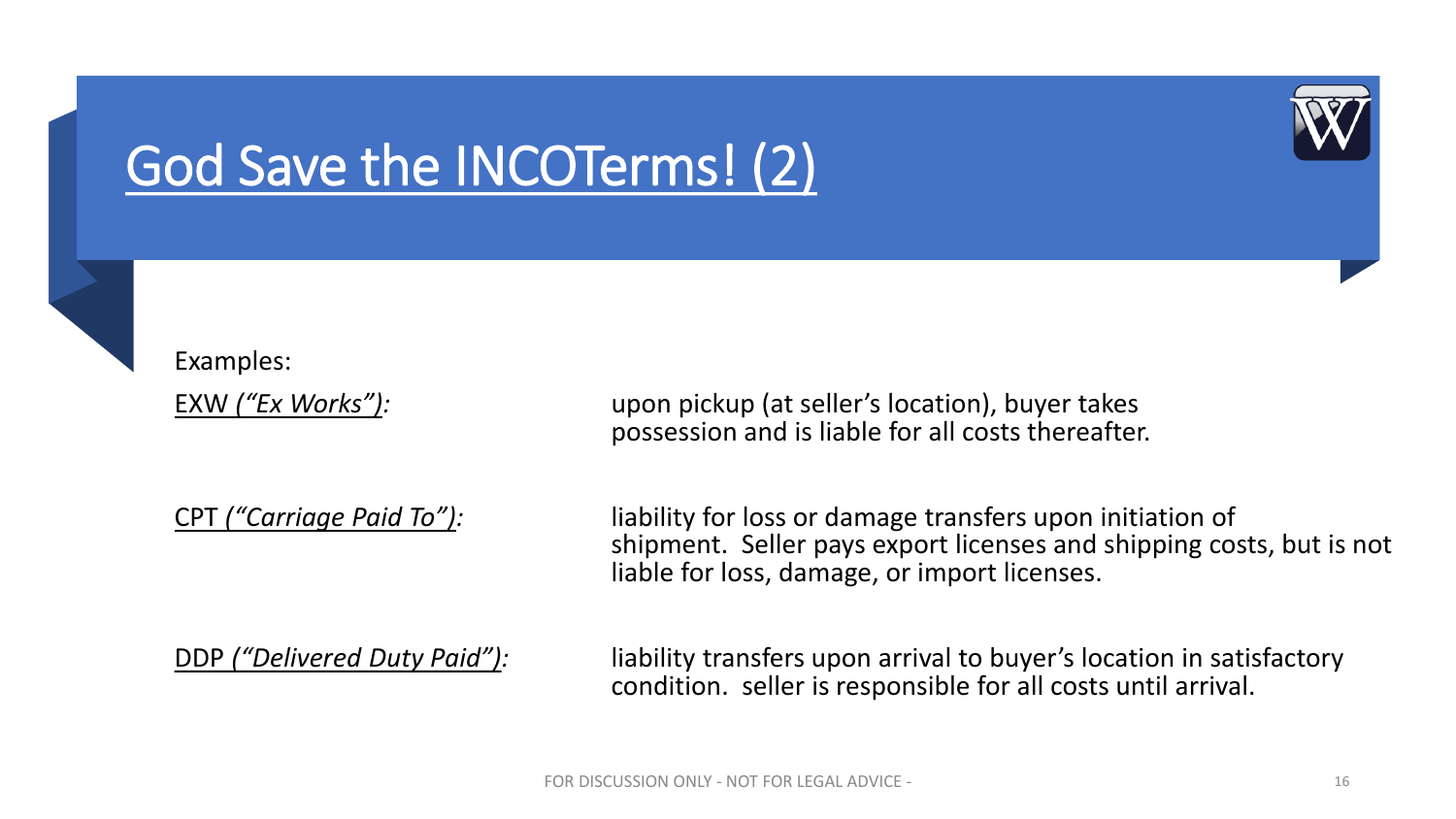# God Save the INCOTerms! (2)

Examples:

EXW *("Ex Works"):* upon pickup (at seller's location), buyer takes possession and is liable for all costs thereafter.

CPT *("Carriage Paid To"):* liability for loss or damage transfers upon initiation of shipment. Seller pays export licenses and shipping costs, but is not liable for loss, damage, or import licenses.

DDP *("Delivered Duty Paid"):* liability transfers upon arrival to buyer's location in satisfactory condition. seller is responsible for all costs until arrival.

FOR DISCUSSION ONLY - NOT FOR LEGAL ADVICE -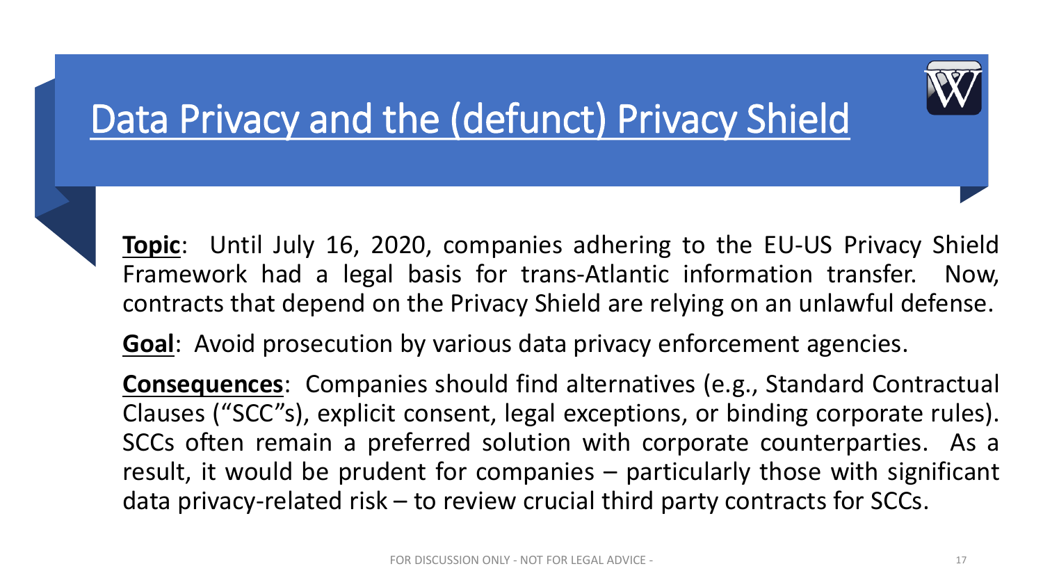# Data Privacy and the (defunct) Privacy Shield

**Topic**: Until July 16, 2020, companies adhering to the EU-US Privacy Shield Framework had a legal basis for trans-Atlantic information transfer. Now, contracts that depend on the Privacy Shield are relying on an unlawful defense.

**Goal**: Avoid prosecution by various data privacy enforcement agencies.

**Consequences**: Companies should find alternatives (e.g., Standard Contractual Clauses ("SCC"s), explicit consent, legal exceptions, or binding corporate rules). SCCs often remain a preferred solution with corporate counterparties. As a result, it would be prudent for companies – particularly those with significant data privacy-related risk – to review crucial third party contracts for SCCs.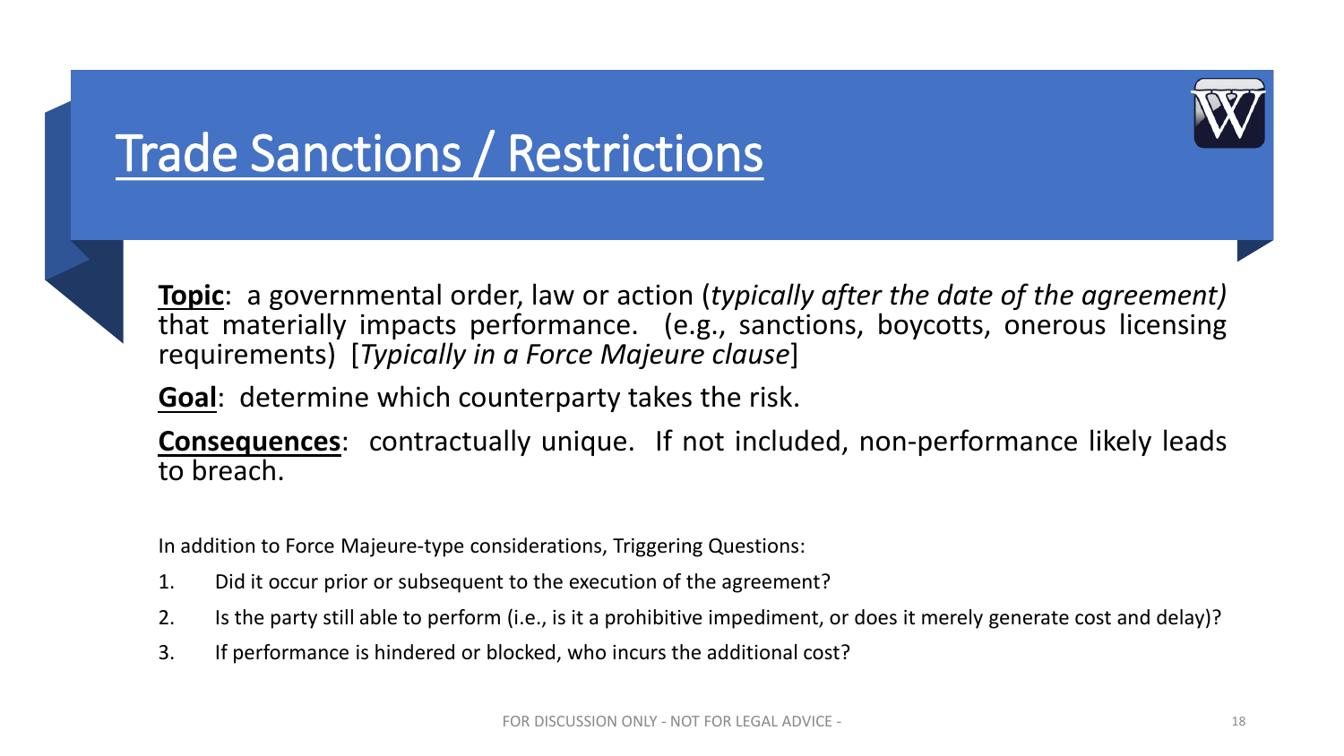# Trade Sanctions / Restrictions

**Topic**: a governmental order, law or action (*typically after the date of the agreement)* that materially impacts performance. (e.g., sanctions, boycotts, onerous licensing requirements) [*Typically in a Force Majeure clause*]

**Goal**: determine which counterparty takes the risk.

**Consequences**: contractually unique. If not included, non-performance likely leads to breach.

In addition to Force Majeure-type considerations, Triggering Questions:

1. Did it occur prior or subsequent to the execution of the agreement?
2. Is the party still able to perform (i.e., is it a prohibitive impediment, or does it merely generate cost and delay)?
3. If performance is hindered or blocked, who incurs the additional cost?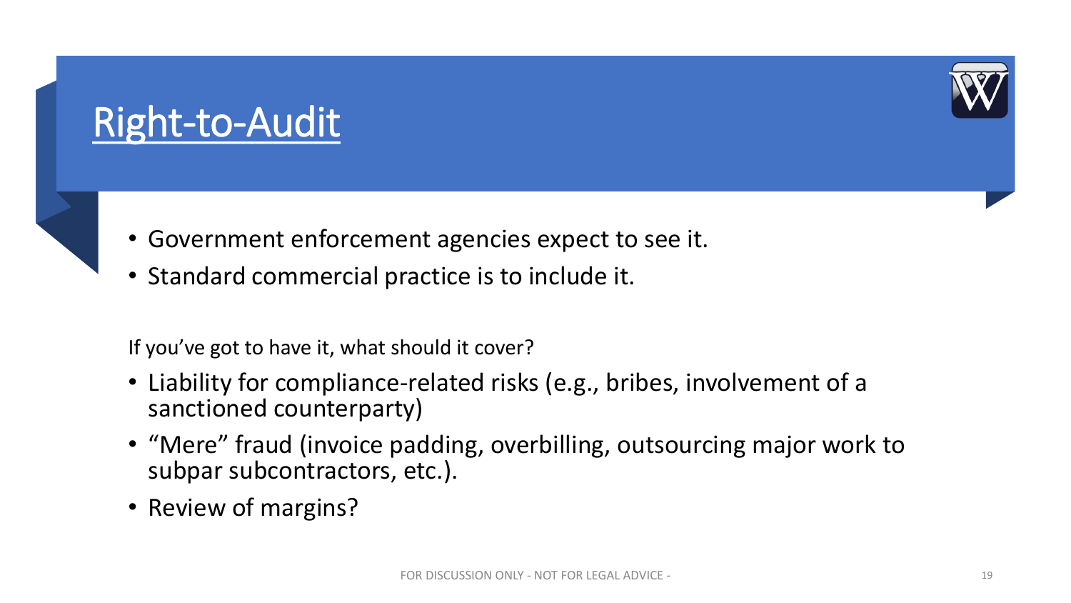# Right-to-Audit

- Government enforcement agencies expect to see it.
- Standard commercial practice is to include it.

If you've got to have it, what should it cover?

- Liability for compliance-related risks (e.g., bribes, involvement of a sanctioned counterparty)
- "Mere" fraud (invoice padding, overbilling, outsourcing major work to subpar subcontractors, etc.).
- Review of margins?

FOR DISCUSSION ONLY - NOT FOR LEGAL ADVICE -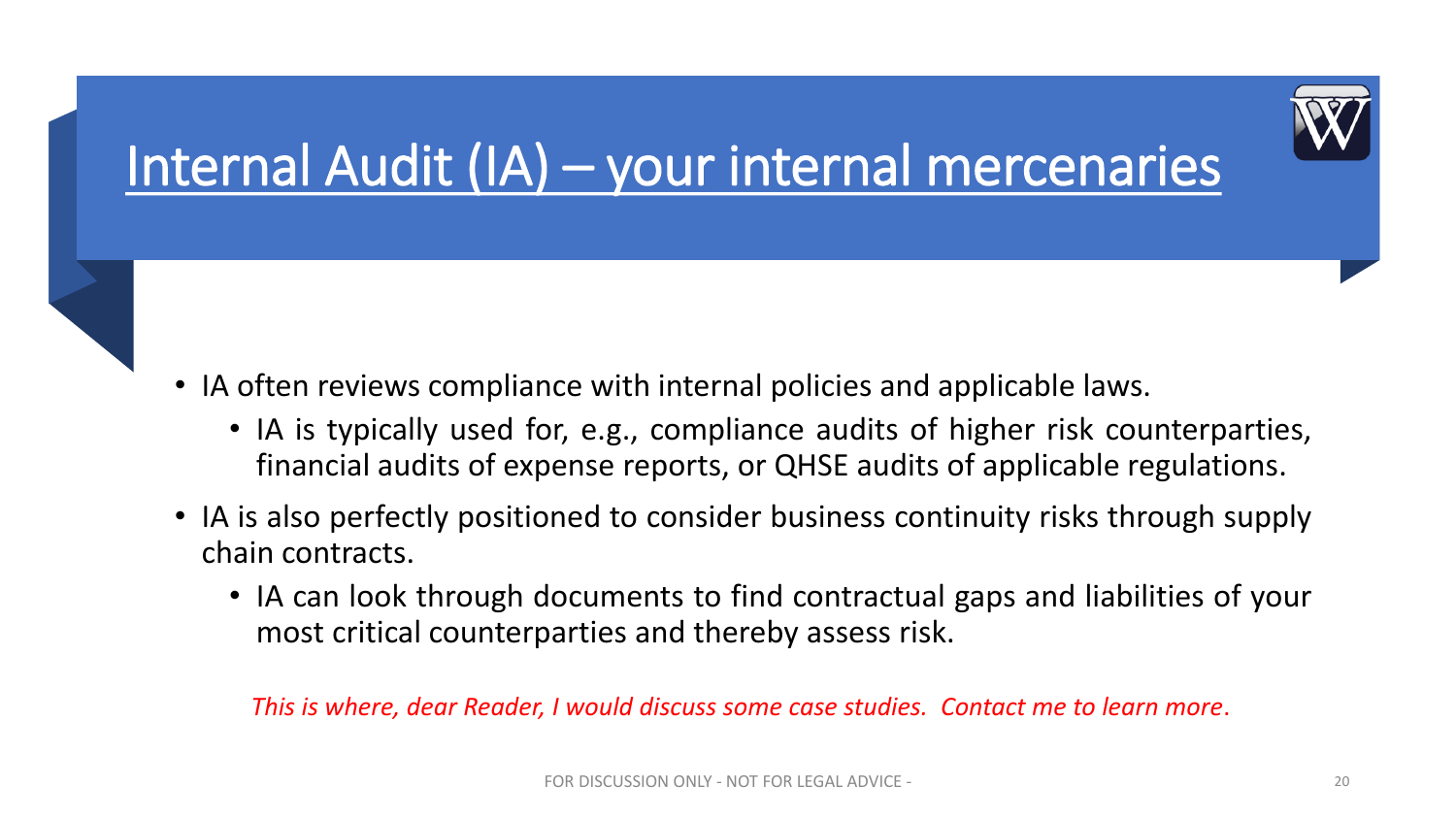# Internal Audit (IA) – your internal mercenaries

- IA often reviews compliance with internal policies and applicable laws.
  - IA is typically used for, e.g., compliance audits of higher risk counterparties, financial audits of expense reports, or QHSE audits of applicable regulations.
- IA is also perfectly positioned to consider business continuity risks through supply chain contracts.
  - IA can look through documents to find contractual gaps and liabilities of your most critical counterparties and thereby assess risk.

*This is where, dear Reader, I would discuss some case studies. Contact me to learn more*.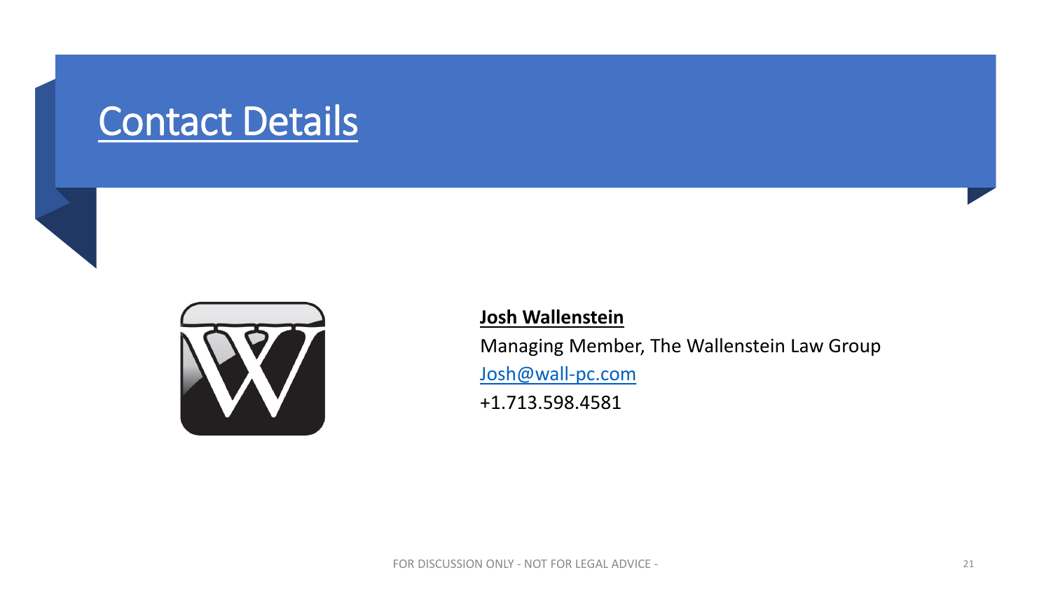# Contact Details

**Josh Wallenstein**

Managing Member, The Wallenstein Law Group

Josh@wall-pc.com

+1.713.598.4581

FOR DISCUSSION ONLY - NOT FOR LEGAL ADVICE -